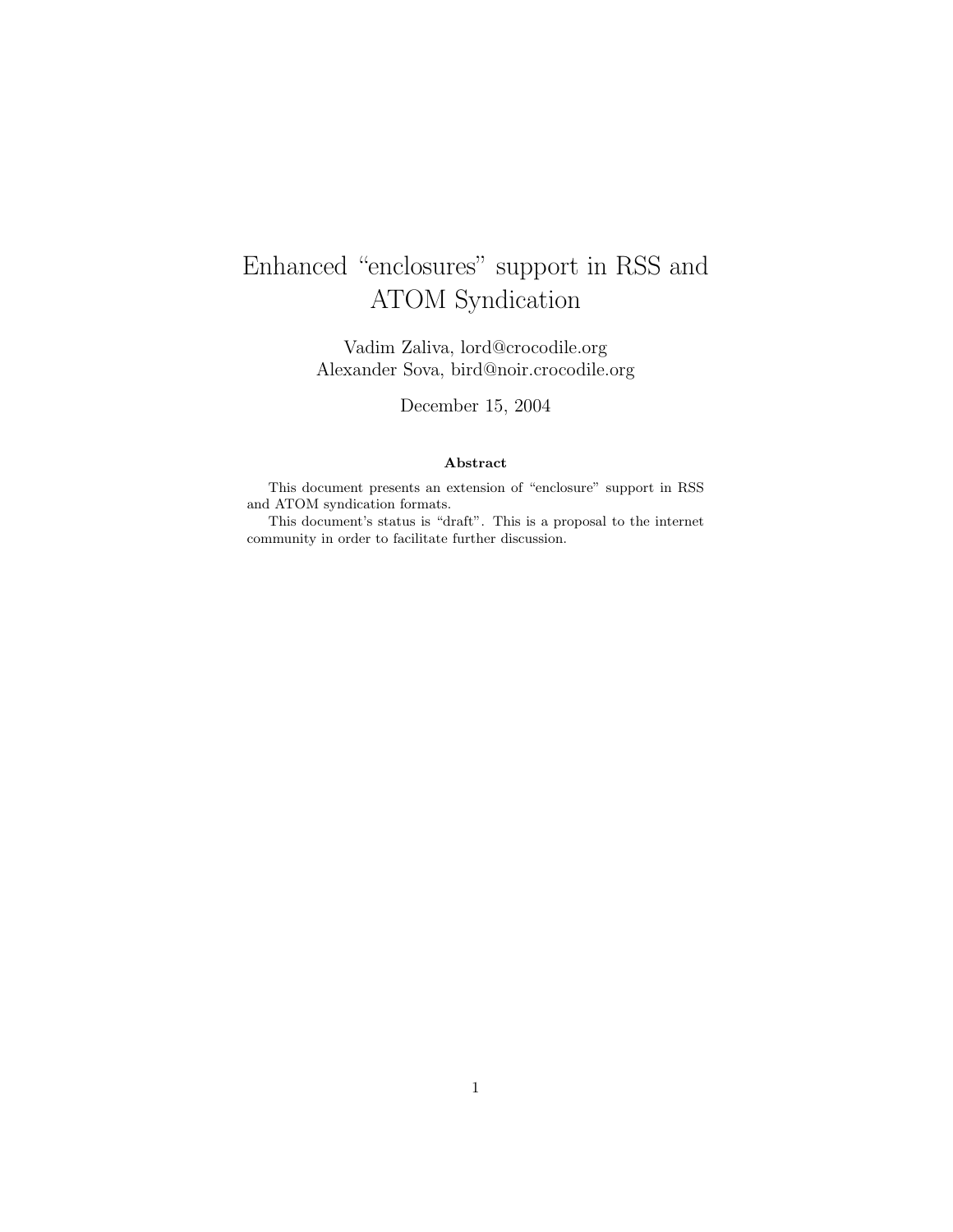# Enhanced "enclosures" support in RSS and ATOM Syndication

Vadim Zaliva, lord@crocodile.org
Alexander Sova, bird@noir.crocodile.org

December 15, 2004

**Abstract**

This document presents an extension of "enclosure" support in RSS and ATOM syndication formats.

This document's status is "draft". This is a proposal to the internet community in order to facilitate further discussion.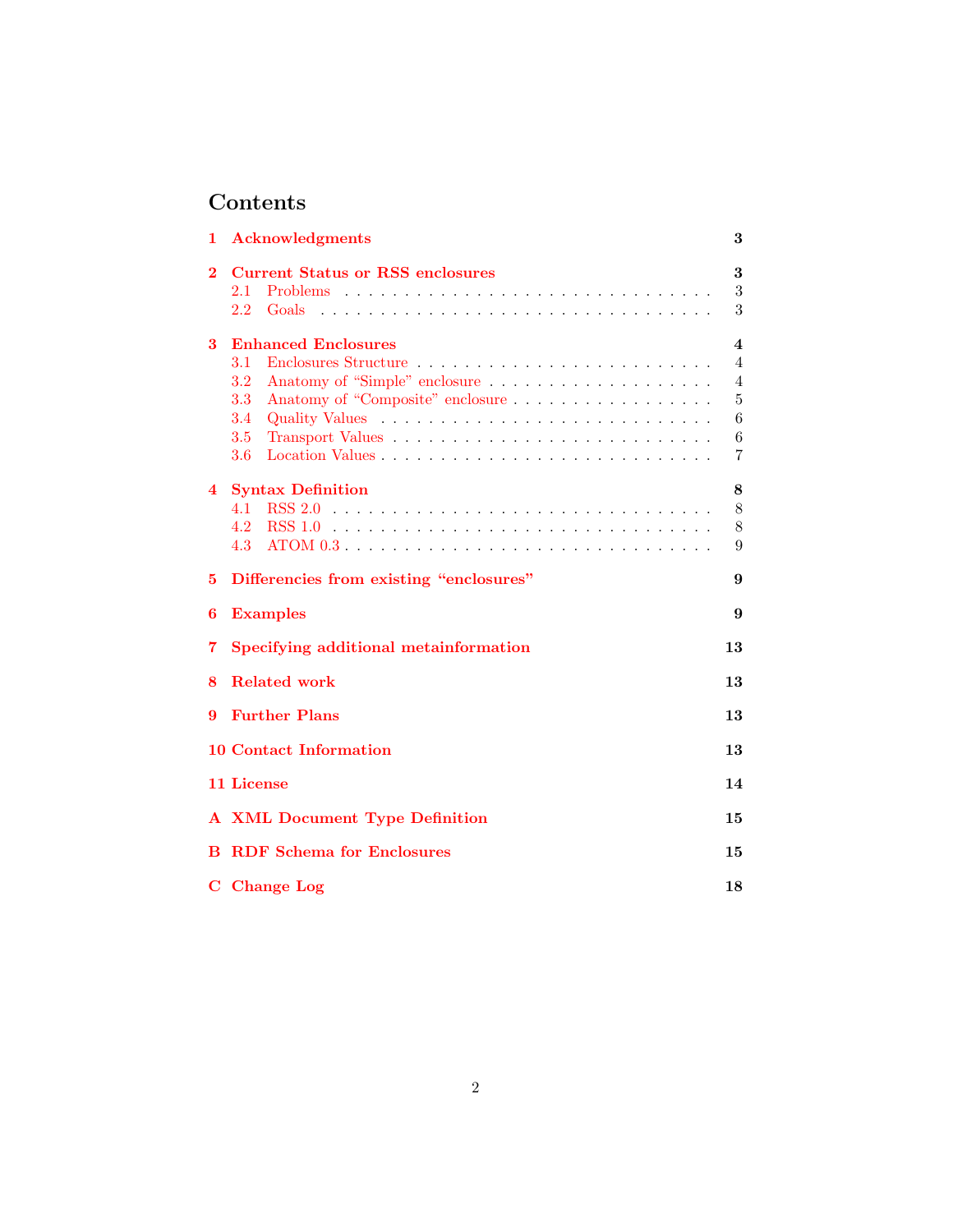# Contents

**1 Acknowledgments** **3**

**2 Current Status or RSS enclosures** **3**
- 2.1 Problems . . . 3
- 2.2 Goals . . . 3

**3 Enhanced Enclosures** **4**
- 3.1 Enclosures Structure . . . 4
- 3.2 Anatomy of "Simple" enclosure . . . 4
- 3.3 Anatomy of "Composite" enclosure . . . 5
- 3.4 Quality Values . . . 6
- 3.5 Transport Values . . . 6
- 3.6 Location Values . . . 7

**4 Syntax Definition** **8**
- 4.1 RSS 2.0 . . . 8
- 4.2 RSS 1.0 . . . 8
- 4.3 ATOM 0.3 . . . 9

**5 Differencies from existing "enclosures"** **9**

**6 Examples** **9**

**7 Specifying additional metainformation** **13**

**8 Related work** **13**

**9 Further Plans** **13**

**10 Contact Information** **13**

**11 License** **14**

**A XML Document Type Definition** **15**

**B RDF Schema for Enclosures** **15**

**C Change Log** **18**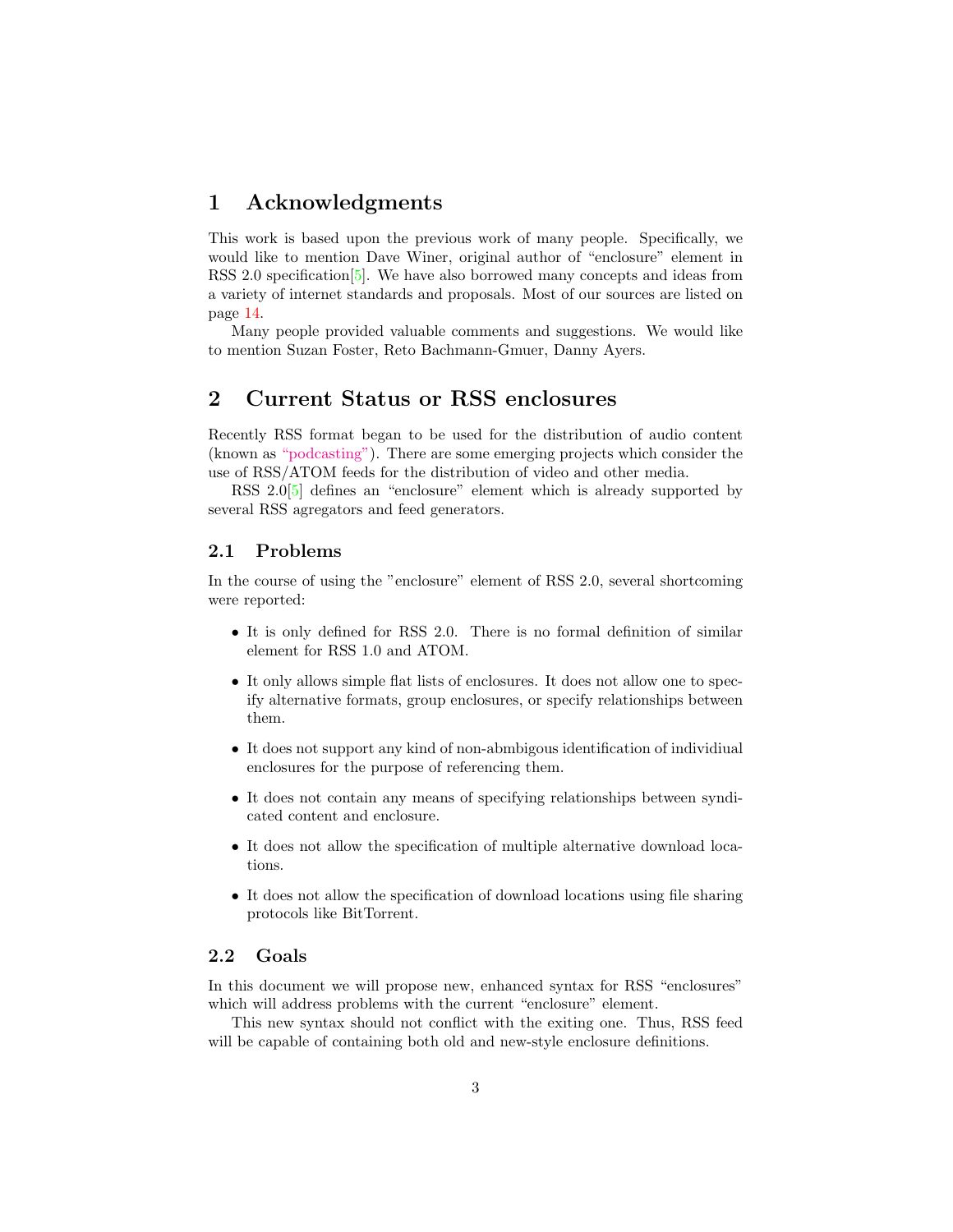# 1 Acknowledgments

This work is based upon the previous work of many people. Specifically, we would like to mention Dave Winer, original author of “enclosure” element in RSS 2.0 specification[5]. We have also borrowed many concepts and ideas from a variety of internet standards and proposals. Most of our sources are listed on page 14.

Many people provided valuable comments and suggestions. We would like to mention Suzan Foster, Reto Bachmann-Gmuer, Danny Ayers.

# 2 Current Status or RSS enclosures

Recently RSS format began to be used for the distribution of audio content (known as “podcasting”). There are some emerging projects which consider the use of RSS/ATOM feeds for the distribution of video and other media.

RSS 2.0[5] defines an “enclosure” element which is already supported by several RSS agregators and feed generators.

## 2.1 Problems

In the course of using the ”enclosure” element of RSS 2.0, several shortcoming were reported:

- It is only defined for RSS 2.0. There is no formal definition of similar element for RSS 1.0 and ATOM.
- It only allows simple flat lists of enclosures. It does not allow one to specify alternative formats, group enclosures, or specify relationships between them.
- It does not support any kind of non-abmbigous identification of individiual enclosures for the purpose of referencing them.
- It does not contain any means of specifying relationships between syndicated content and enclosure.
- It does not allow the specification of multiple alternative download locations.
- It does not allow the specification of download locations using file sharing protocols like BitTorrent.

## 2.2 Goals

In this document we will propose new, enhanced syntax for RSS “enclosures” which will address problems with the current “enclosure” element.

This new syntax should not conflict with the exiting one. Thus, RSS feed will be capable of containing both old and new-style enclosure definitions.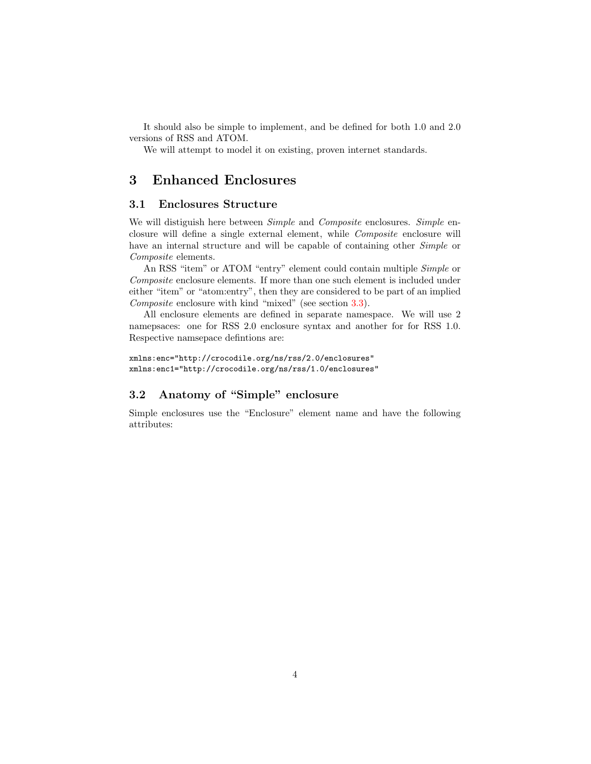It should also be simple to implement, and be defined for both 1.0 and 2.0 versions of RSS and ATOM.

We will attempt to model it on existing, proven internet standards.

# 3 Enhanced Enclosures

## 3.1 Enclosures Structure

We will distiguish here between *Simple* and *Composite* enclosures. *Simple* enclosure will define a single external element, while *Composite* enclosure will have an internal structure and will be capable of containing other *Simple* or *Composite* elements.

An RSS "item" or ATOM "entry" element could contain multiple *Simple* or *Composite* enclosure elements. If more than one such element is included under either "item" or "atom:entry", then they are considered to be part of an implied *Composite* enclosure with kind "mixed" (see section 3.3).

All enclosure elements are defined in separate namespace. We will use 2 namepsaces: one for RSS 2.0 enclosure syntax and another for for RSS 1.0. Respective namsepace defintions are:

```
xmlns:enc="http://crocodile.org/ns/rss/2.0/enclosures"
xmlns:enc1="http://crocodile.org/ns/rss/1.0/enclosures"
```

## 3.2 Anatomy of "Simple" enclosure

Simple enclosures use the "Enclosure" element name and have the following attributes: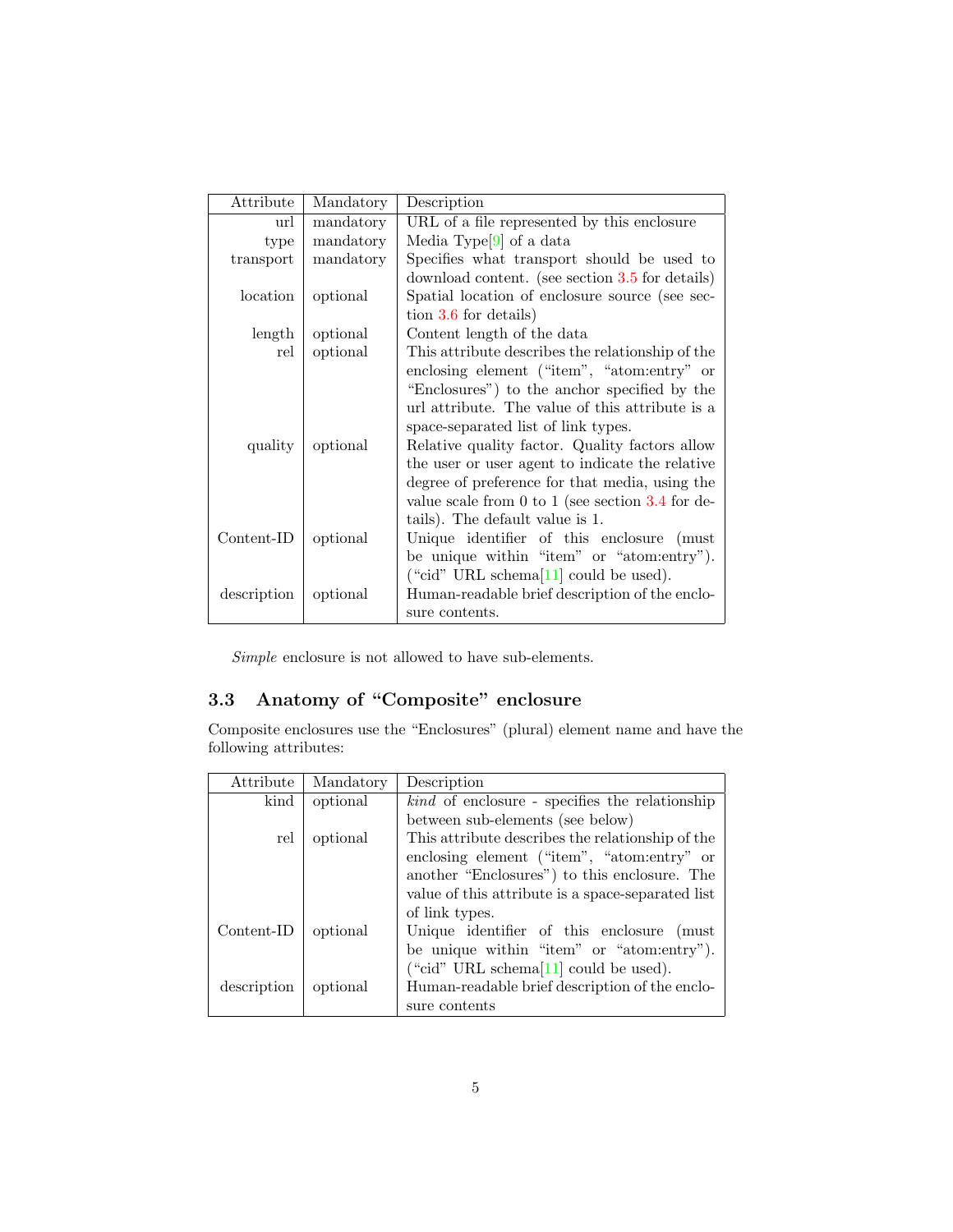| Attribute | Mandatory | Description |
|---|---|---|
| url | mandatory | URL of a file represented by this enclosure |
| type | mandatory | Media Type[9] of a data |
| transport | mandatory | Specifies what transport should be used to download content. (see section 3.5 for details) |
| location | optional | Spatial location of enclosure source (see section 3.6 for details) |
| length | optional | Content length of the data |
| rel | optional | This attribute describes the relationship of the enclosing element ("item", "atom:entry" or "Enclosures") to the anchor specified by the url attribute. The value of this attribute is a space-separated list of link types. |
| quality | optional | Relative quality factor. Quality factors allow the user or user agent to indicate the relative degree of preference for that media, using the value scale from 0 to 1 (see section 3.4 for details). The default value is 1. |
| Content-ID | optional | Unique identifier of this enclosure (must be unique within "item" or "atom:entry"). ("cid" URL schema[11] could be used). |
| description | optional | Human-readable brief description of the enclosure contents. |

*Simple* enclosure is not allowed to have sub-elements.

### 3.3 Anatomy of "Composite" enclosure

Composite enclosures use the "Enclosures" (plural) element name and have the following attributes:

| Attribute | Mandatory | Description |
|---|---|---|
| kind | optional | *kind* of enclosure - specifies the relationship between sub-elements (see below) |
| rel | optional | This attribute describes the relationship of the enclosing element ("item", "atom:entry" or another "Enclosures") to this enclosure. The value of this attribute is a space-separated list of link types. |
| Content-ID | optional | Unique identifier of this enclosure (must be unique within "item" or "atom:entry"). ("cid" URL schema[11] could be used). |
| description | optional | Human-readable brief description of the enclosure contents |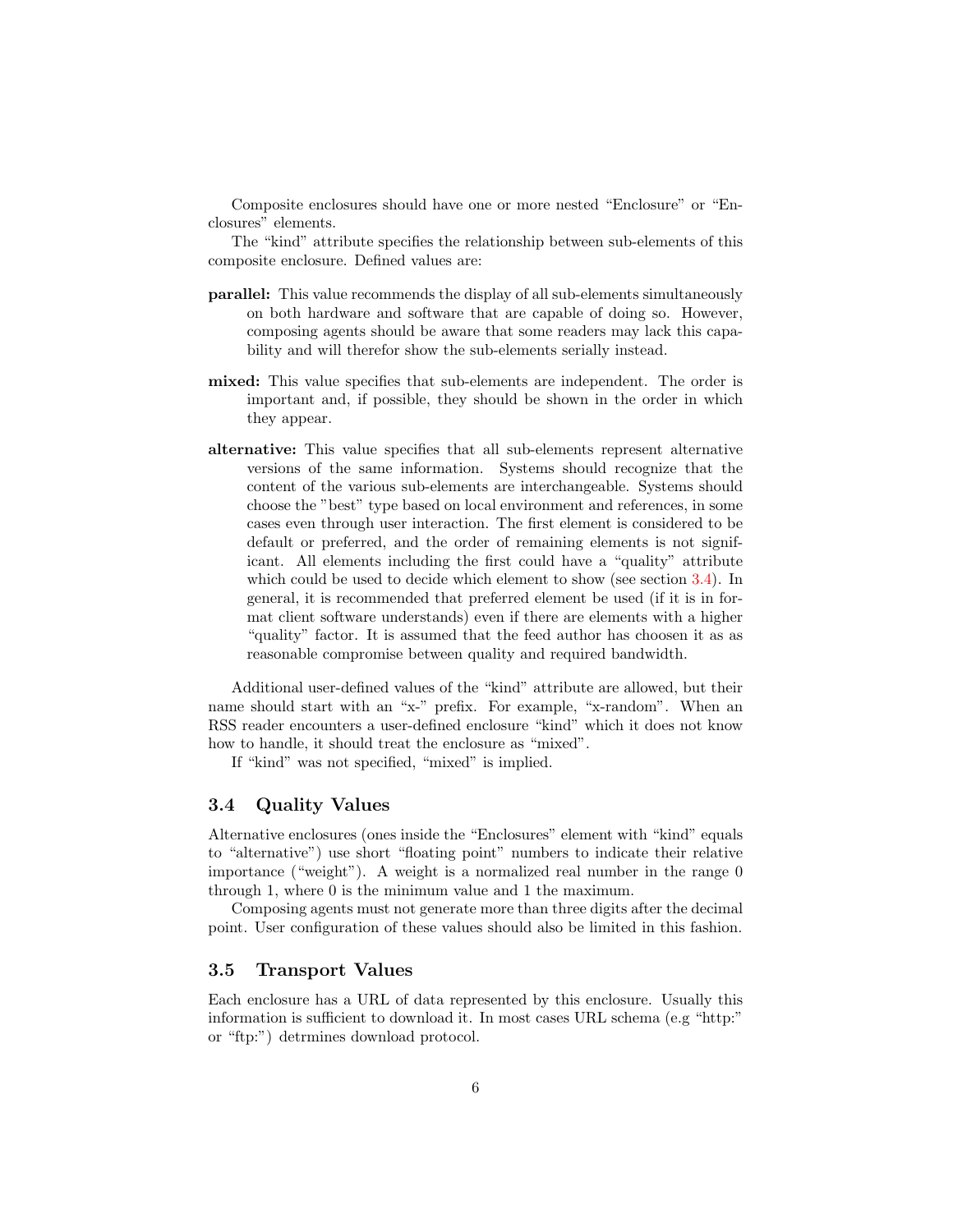Composite enclosures should have one or more nested “Enclosure” or “Enclosures” elements.

The “kind” attribute specifies the relationship between sub-elements of this composite enclosure. Defined values are:

**parallel:** This value recommends the display of all sub-elements simultaneously on both hardware and software that are capable of doing so. However, composing agents should be aware that some readers may lack this capability and will therefor show the sub-elements serially instead.

**mixed:** This value specifies that sub-elements are independent. The order is important and, if possible, they should be shown in the order in which they appear.

**alternative:** This value specifies that all sub-elements represent alternative versions of the same information. Systems should recognize that the content of the various sub-elements are interchangeable. Systems should choose the "best" type based on local environment and references, in some cases even through user interaction. The first element is considered to be default or preferred, and the order of remaining elements is not significant. All elements including the first could have a “quality” attribute which could be used to decide which element to show (see section 3.4). In general, it is recommended that preferred element be used (if it is in format client software understands) even if there are elements with a higher “quality” factor. It is assumed that the feed author has choosen it as as reasonable compromise between quality and required bandwidth.

Additional user-defined values of the “kind” attribute are allowed, but their name should start with an “x-” prefix. For example, “x-random”. When an RSS reader encounters a user-defined enclosure “kind” which it does not know how to handle, it should treat the enclosure as “mixed”.

If “kind” was not specified, “mixed” is implied.

### 3.4 Quality Values

Alternative enclosures (ones inside the “Enclosures” element with “kind” equals to “alternative”) use short “floating point” numbers to indicate their relative importance (“weight”). A weight is a normalized real number in the range 0 through 1, where 0 is the minimum value and 1 the maximum.

Composing agents must not generate more than three digits after the decimal point. User configuration of these values should also be limited in this fashion.

### 3.5 Transport Values

Each enclosure has a URL of data represented by this enclosure. Usually this information is sufficient to download it. In most cases URL schema (e.g “http:” or “ftp:”) detrmines download protocol.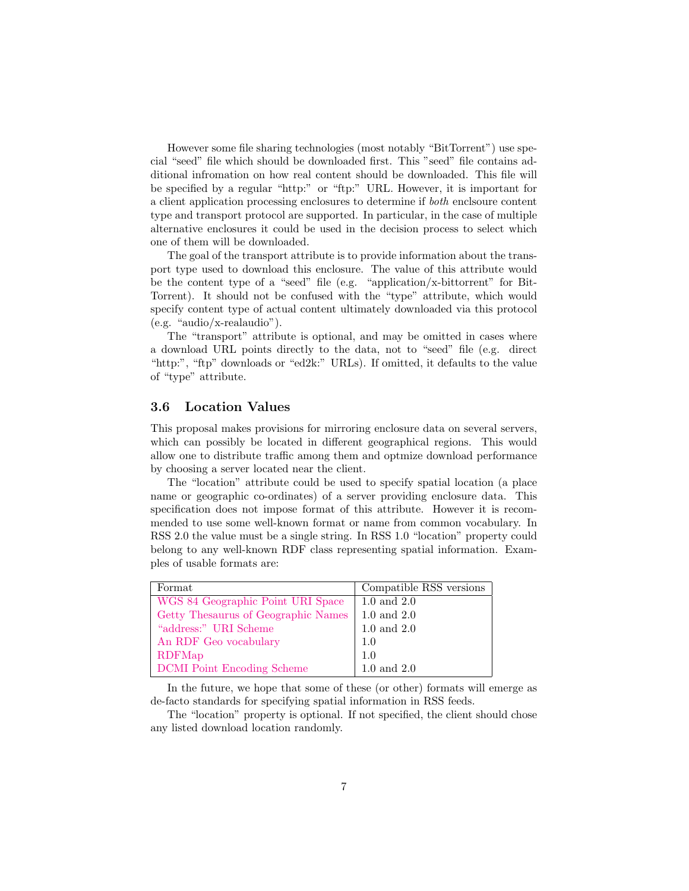However some file sharing technologies (most notably "BitTorrent") use special "seed" file which should be downloaded first. This "seed" file contains additional infromation on how real content should be downloaded. This file will be specified by a regular "http:" or "ftp:" URL. However, it is important for a client application processing enclosures to determine if *both* enclsoure content type and transport protocol are supported. In particular, in the case of multiple alternative enclosures it could be used in the decision process to select which one of them will be downloaded.

The goal of the transport attribute is to provide information about the transport type used to download this enclosure. The value of this attribute would be the content type of a "seed" file (e.g. "application/x-bittorrent" for BitTorrent). It should not be confused with the "type" attribute, which would specify content type of actual content ultimately downloaded via this protocol (e.g. "audio/x-realaudio").

The "transport" attribute is optional, and may be omitted in cases where a download URL points directly to the data, not to "seed" file (e.g. direct "http:", "ftp" downloads or "ed2k:" URLs). If omitted, it defaults to the value of "type" attribute.

### 3.6 Location Values

This proposal makes provisions for mirroring enclosure data on several servers, which can possibly be located in different geographical regions. This would allow one to distribute traffic among them and optmize download performance by choosing a server located near the client.

The "location" attribute could be used to specify spatial location (a place name or geographic co-ordinates) of a server providing enclosure data. This specification does not impose format of this attribute. However it is recommended to use some well-known format or name from common vocabulary. In RSS 2.0 the value must be a single string. In RSS 1.0 "location" property could belong to any well-known RDF class representing spatial information. Examples of usable formats are:

| Format | Compatible RSS versions |
|---|---|
| WGS 84 Geographic Point URI Space | 1.0 and 2.0 |
| Getty Thesaurus of Geographic Names | 1.0 and 2.0 |
| "address:" URI Scheme | 1.0 and 2.0 |
| An RDF Geo vocabulary | 1.0 |
| RDFMap | 1.0 |
| DCMI Point Encoding Scheme | 1.0 and 2.0 |

In the future, we hope that some of these (or other) formats will emerge as de-facto standards for specifying spatial information in RSS feeds.

The "location" property is optional. If not specified, the client should chose any listed download location randomly.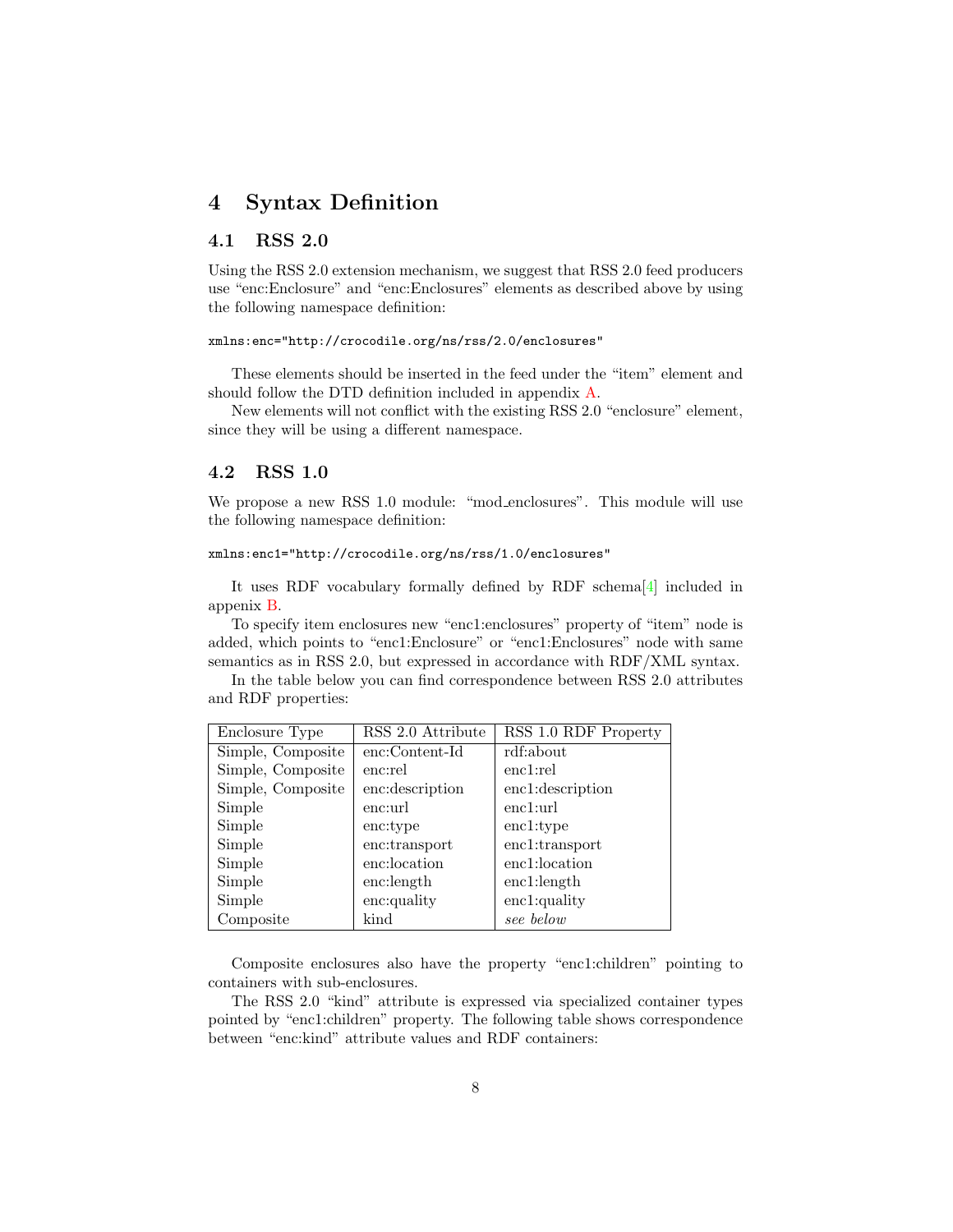# 4 Syntax Definition

## 4.1 RSS 2.0

Using the RSS 2.0 extension mechanism, we suggest that RSS 2.0 feed producers use “enc:Enclosure” and “enc:Enclosures” elements as described above by using the following namespace definition:

```
xmlns:enc="http://crocodile.org/ns/rss/2.0/enclosures"
```

These elements should be inserted in the feed under the “item” element and should follow the DTD definition included in appendix A.

New elements will not conflict with the existing RSS 2.0 “enclosure” element, since they will be using a different namespace.

## 4.2 RSS 1.0

We propose a new RSS 1.0 module: “mod_enclosures”. This module will use the following namespace definition:

```
xmlns:enc1="http://crocodile.org/ns/rss/1.0/enclosures"
```

It uses RDF vocabulary formally defined by RDF schema[4] included in appenix B.

To specify item enclosures new “enc1:enclosures” property of “item” node is added, which points to “enc1:Enclosure” or “enc1:Enclosures” node with same semantics as in RSS 2.0, but expressed in accordance with RDF/XML syntax.

In the table below you can find correspondence between RSS 2.0 attributes and RDF properties:

| Enclosure Type | RSS 2.0 Attribute | RSS 1.0 RDF Property |
|---|---|---|
| Simple, Composite | enc:Content-Id | rdf:about |
| Simple, Composite | enc:rel | enc1:rel |
| Simple, Composite | enc:description | enc1:description |
| Simple | enc:url | enc1:url |
| Simple | enc:type | enc1:type |
| Simple | enc:transport | enc1:transport |
| Simple | enc:location | enc1:location |
| Simple | enc:length | enc1:length |
| Simple | enc:quality | enc1:quality |
| Composite | kind | *see below* |

Composite enclosures also have the property “enc1:children” pointing to containers with sub-enclosures.

The RSS 2.0 “kind” attribute is expressed via specialized container types pointed by “enc1:children” property. The following table shows correspondence between “enc:kind” attribute values and RDF containers: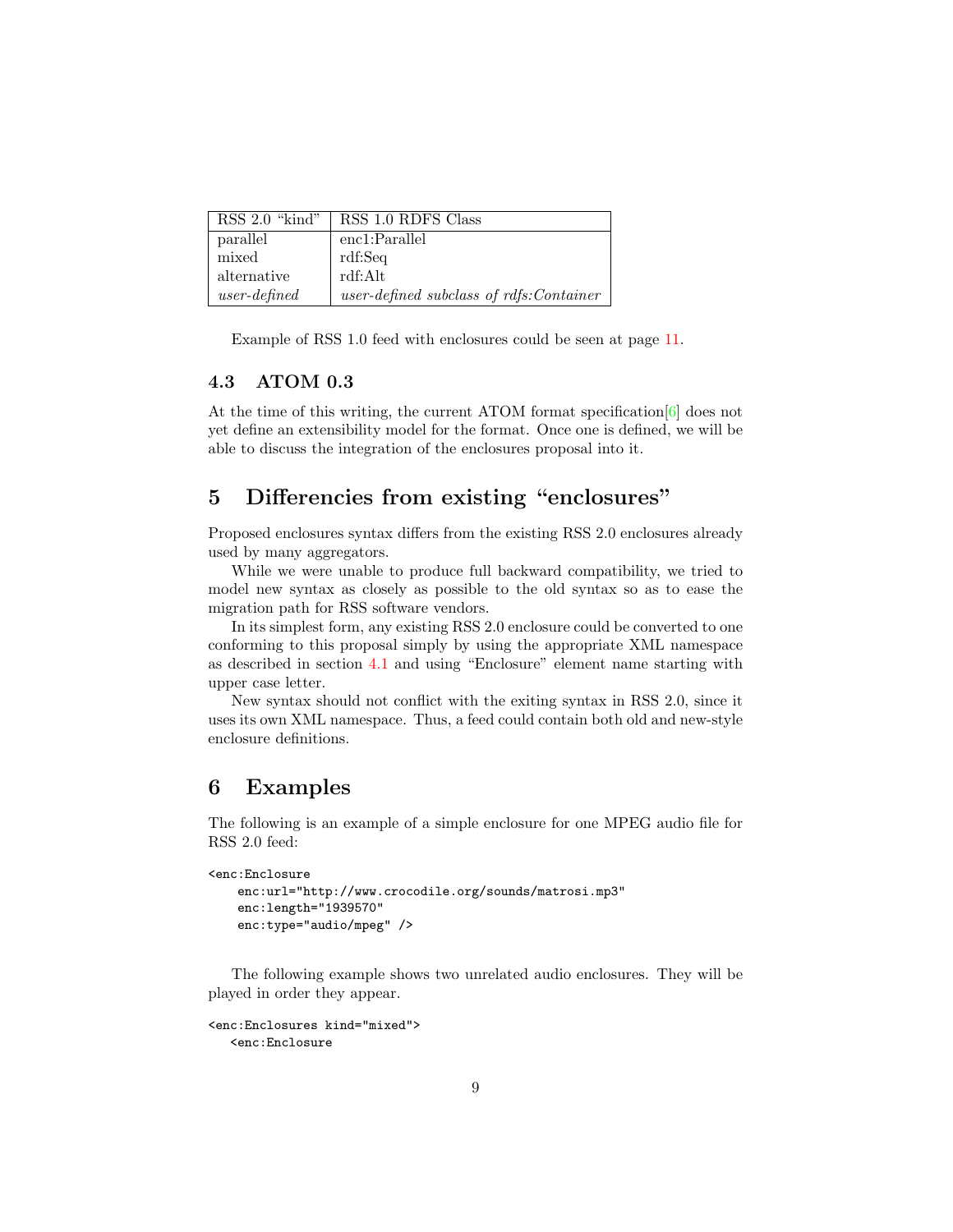| RSS 2.0 "kind" | RSS 1.0 RDFS Class |
|---|---|
| parallel | enc1:Parallel |
| mixed | rdf:Seq |
| alternative | rdf:Alt |
| *user-defined* | *user-defined subclass of rdfs:Container* |

Example of RSS 1.0 feed with enclosures could be seen at page 11.

### 4.3 ATOM 0.3

At the time of this writing, the current ATOM format specification[6] does not yet define an extensibility model for the format. Once one is defined, we will be able to discuss the integration of the enclosures proposal into it.

## 5 Differencies from existing "enclosures"

Proposed enclosures syntax differs from the existing RSS 2.0 enclosures already used by many aggregators.

While we were unable to produce full backward compatibility, we tried to model new syntax as closely as possible to the old syntax so as to ease the migration path for RSS software vendors.

In its simplest form, any existing RSS 2.0 enclosure could be converted to one conforming to this proposal simply by using the appropriate XML namespace as described in section 4.1 and using "Enclosure" element name starting with upper case letter.

New syntax should not conflict with the exiting syntax in RSS 2.0, since it uses its own XML namespace. Thus, a feed could contain both old and new-style enclosure definitions.

## 6 Examples

The following is an example of a simple enclosure for one MPEG audio file for RSS 2.0 feed:

```
<enc:Enclosure
    enc:url="http://www.crocodile.org/sounds/matrosi.mp3"
    enc:length="1939570"
    enc:type="audio/mpeg" />
```

The following example shows two unrelated audio enclosures. They will be played in order they appear.

```
<enc:Enclosures kind="mixed">
   <enc:Enclosure
```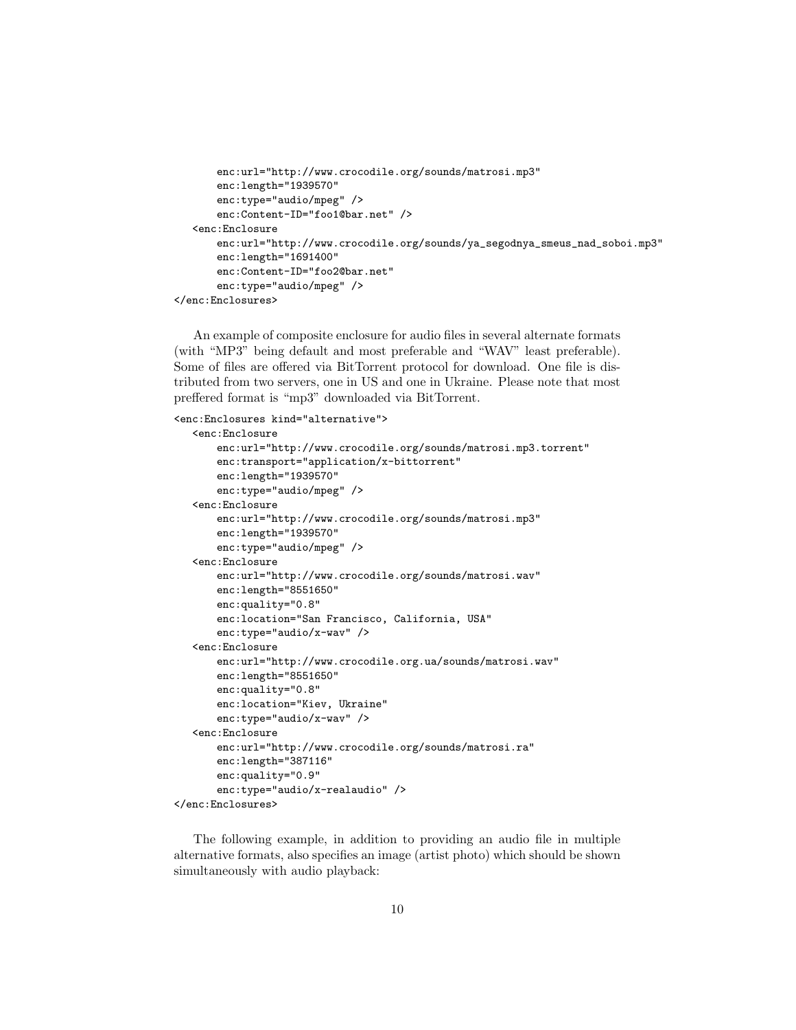```
        enc:url="http://www.crocodile.org/sounds/matrosi.mp3"
        enc:length="1939570"
        enc:type="audio/mpeg" />
        enc:Content-ID="foo1@bar.net" />
    <enc:Enclosure
        enc:url="http://www.crocodile.org/sounds/ya_segodnya_smeus_nad_soboi.mp3"
        enc:length="1691400"
        enc:Content-ID="foo2@bar.net"
        enc:type="audio/mpeg" />
</enc:Enclosures>
```

An example of composite enclosure for audio files in several alternate formats (with "MP3" being default and most preferable and "WAV" least preferable). Some of files are offered via BitTorrent protocol for download. One file is distributed from two servers, one in US and one in Ukraine. Please note that most preffered format is "mp3" downloaded via BitTorrent.

```
<enc:Enclosures kind="alternative">
    <enc:Enclosure
        enc:url="http://www.crocodile.org/sounds/matrosi.mp3.torrent"
        enc:transport="application/x-bittorrent"
        enc:length="1939570"
        enc:type="audio/mpeg" />
    <enc:Enclosure
        enc:url="http://www.crocodile.org/sounds/matrosi.mp3"
        enc:length="1939570"
        enc:type="audio/mpeg" />
    <enc:Enclosure
        enc:url="http://www.crocodile.org/sounds/matrosi.wav"
        enc:length="8551650"
        enc:quality="0.8"
        enc:location="San Francisco, California, USA"
        enc:type="audio/x-wav" />
    <enc:Enclosure
        enc:url="http://www.crocodile.org.ua/sounds/matrosi.wav"
        enc:length="8551650"
        enc:quality="0.8"
        enc:location="Kiev, Ukraine"
        enc:type="audio/x-wav" />
    <enc:Enclosure
        enc:url="http://www.crocodile.org/sounds/matrosi.ra"
        enc:length="387116"
        enc:quality="0.9"
        enc:type="audio/x-realaudio" />
</enc:Enclosures>
```

The following example, in addition to providing an audio file in multiple alternative formats, also specifies an image (artist photo) which should be shown simultaneously with audio playback: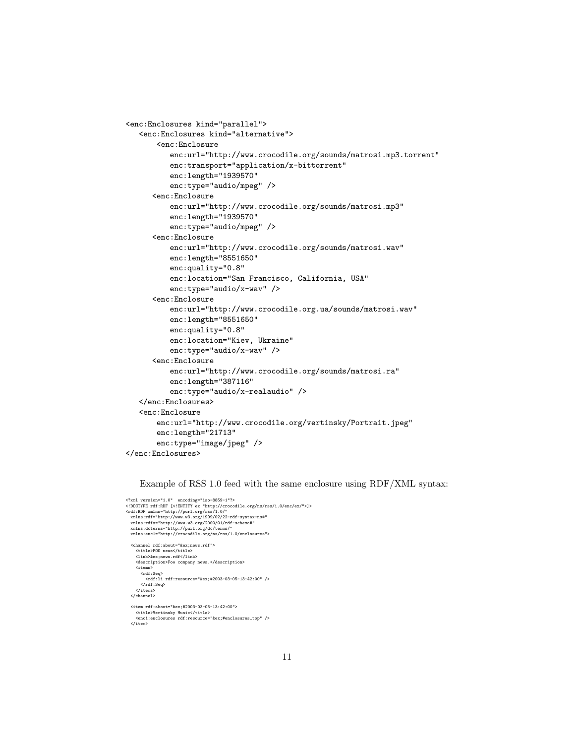```
<enc:Enclosures kind="parallel">
   <enc:Enclosures kind="alternative">
       <enc:Enclosure
          enc:url="http://www.crocodile.org/sounds/matrosi.mp3.torrent"
          enc:transport="application/x-bittorrent"
          enc:length="1939570"
          enc:type="audio/mpeg" />
      <enc:Enclosure
          enc:url="http://www.crocodile.org/sounds/matrosi.mp3"
          enc:length="1939570"
          enc:type="audio/mpeg" />
      <enc:Enclosure
          enc:url="http://www.crocodile.org/sounds/matrosi.wav"
          enc:length="8551650"
          enc:quality="0.8"
          enc:location="San Francisco, California, USA"
          enc:type="audio/x-wav" />
      <enc:Enclosure
          enc:url="http://www.crocodile.org.ua/sounds/matrosi.wav"
          enc:length="8551650"
          enc:quality="0.8"
          enc:location="Kiev, Ukraine"
          enc:type="audio/x-wav" />
      <enc:Enclosure
          enc:url="http://www.crocodile.org/sounds/matrosi.ra"
          enc:length="387116"
          enc:type="audio/x-realaudio" />
   </enc:Enclosures>
   <enc:Enclosure
       enc:url="http://www.crocodile.org/vertinsky/Portrait.jpeg"
       enc:length="21713"
       enc:type="image/jpeg" />
</enc:Enclosures>
```

Example of RSS 1.0 feed with the same enclosure using RDF/XML syntax:

```
<?xml version="1.0"  encoding="iso-8859-1"?>
<!DOCTYPE rdf:RDF [<!ENTITY ex "http://crocodile.org/ns/rss/1.0/enc/ex/">]>
<rdf:RDF xmlns="http://purl.org/rss/1.0/"
  xmlns:rdf="http://www.w3.org/1999/02/22-rdf-syntax-ns#"
  xmlns:rdfs="http://www.w3.org/2000/01/rdf-schema#"
  xmlns:dcterms="http://purl.org/dc/terms/"
  xmlns:enc1="http://crocodile.org/ns/rss/1.0/enclosures">

  <channel rdf:about="&ex;news.rdf">
    <title>FOO news</title>
    <link>&ex;news.rdf</link>
    <description>Foo company news.</description>
    <items>
      <rdf:Seq>
        <rdf:li rdf:resource="&ex;#2003-03-05-13:42:00" />
      </rdf:Seq>
    </items>
  </channel>

  <item rdf:about="&ex;#2003-03-05-13:42:00">
    <title>Vertinsky Music</title>
    <enc1:enclosures rdf:resource="&ex;#enclosures_top" />
  </item>
```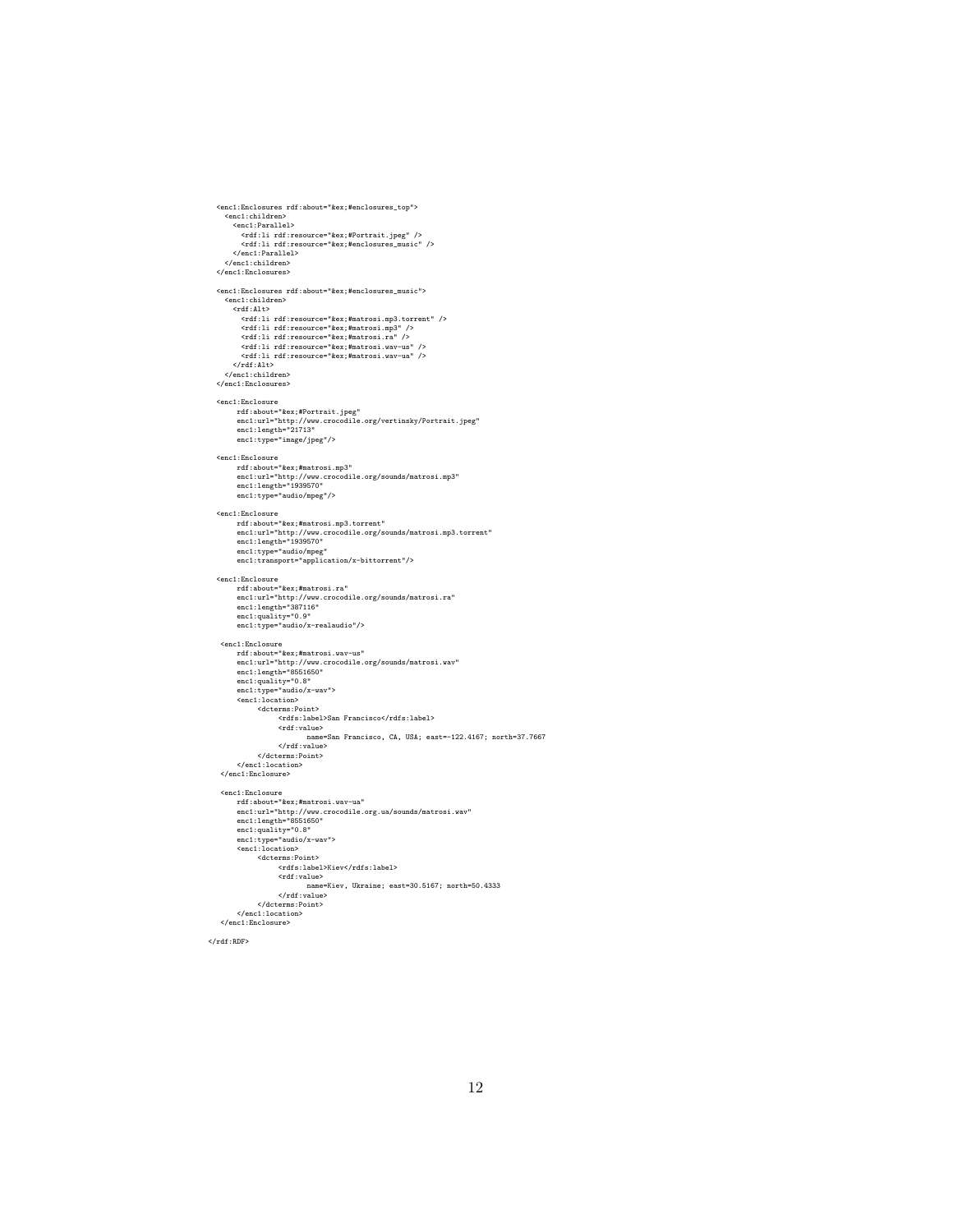```
<enc1:Enclosures rdf:about="&ex;#enclosures_top">
  <enc1:children>
    <enc1:Parallel>
      <rdf:li rdf:resource="&ex;#Portrait.jpeg" />
      <rdf:li rdf:resource="&ex;#enclosures_music" />
    </enc1:Parallel>
  </enc1:children>
</enc1:Enclosures>

<enc1:Enclosures rdf:about="&ex;#enclosures_music">
  <enc1:children>
    <rdf:Alt>
      <rdf:li rdf:resource="&ex;#matrosi.mp3.torrent" />
      <rdf:li rdf:resource="&ex;#matrosi.mp3" />
      <rdf:li rdf:resource="&ex;#matrosi.ra" />
      <rdf:li rdf:resource="&ex;#matrosi.wav-us" />
      <rdf:li rdf:resource="&ex;#matrosi.wav-ua" />
    </rdf:Alt>
  </enc1:children>
</enc1:Enclosures>

<enc1:Enclosure
     rdf:about="&ex;#Portrait.jpeg"
     enc1:url="http://www.crocodile.org/vertinsky/Portrait.jpeg"
     enc1:length="21713"
     enc1:type="image/jpeg"/>

<enc1:Enclosure
     rdf:about="&ex;#matrosi.mp3"
     enc1:url="http://www.crocodile.org/sounds/matrosi.mp3"
     enc1:length="1939570"
     enc1:type="audio/mpeg"/>

<enc1:Enclosure
     rdf:about="&ex;#matrosi.mp3.torrent"
     enc1:url="http://www.crocodile.org/sounds/matrosi.mp3.torrent"
     enc1:length="1939570"
     enc1:type="audio/mpeg"
     enc1:transport="application/x-bittorrent"/>

<enc1:Enclosure
     rdf:about="&ex;#matrosi.ra"
     enc1:url="http://www.crocodile.org/sounds/matrosi.ra"
     enc1:length="387116"
     enc1:quality="0.9"
     enc1:type="audio/x-realaudio"/>

 <enc1:Enclosure
     rdf:about="&ex;#matrosi.wav-us"
     enc1:url="http://www.crocodile.org/sounds/matrosi.wav"
     enc1:length="8551650"
     enc1:quality="0.8"
     enc1:type="audio/x-wav">
     <enc1:location>
          <dcterms:Point>
               <rdfs:label>San Francisco</rdfs:label>
               <rdf:value>
                    name=San Francisco, CA, USA; east=-122.4167; north=37.7667
               </rdf:value>
          </dcterms:Point>
     </enc1:location>
 </enc1:Enclosure>

 <enc1:Enclosure
     rdf:about="&ex;#matrosi.wav-ua"
     enc1:url="http://www.crocodile.org.ua/sounds/matrosi.wav"
     enc1:length="8551650"
     enc1:quality="0.8"
     enc1:type="audio/x-wav">
     <enc1:location>
          <dcterms:Point>
               <rdfs:label>Kiev</rdfs:label>
               <rdf:value>
                    name=Kiev, Ukraine; east=30.5167; north=50.4333
               </rdf:value>
          </dcterms:Point>
     </enc1:location>
 </enc1:Enclosure>

</rdf:RDF>
```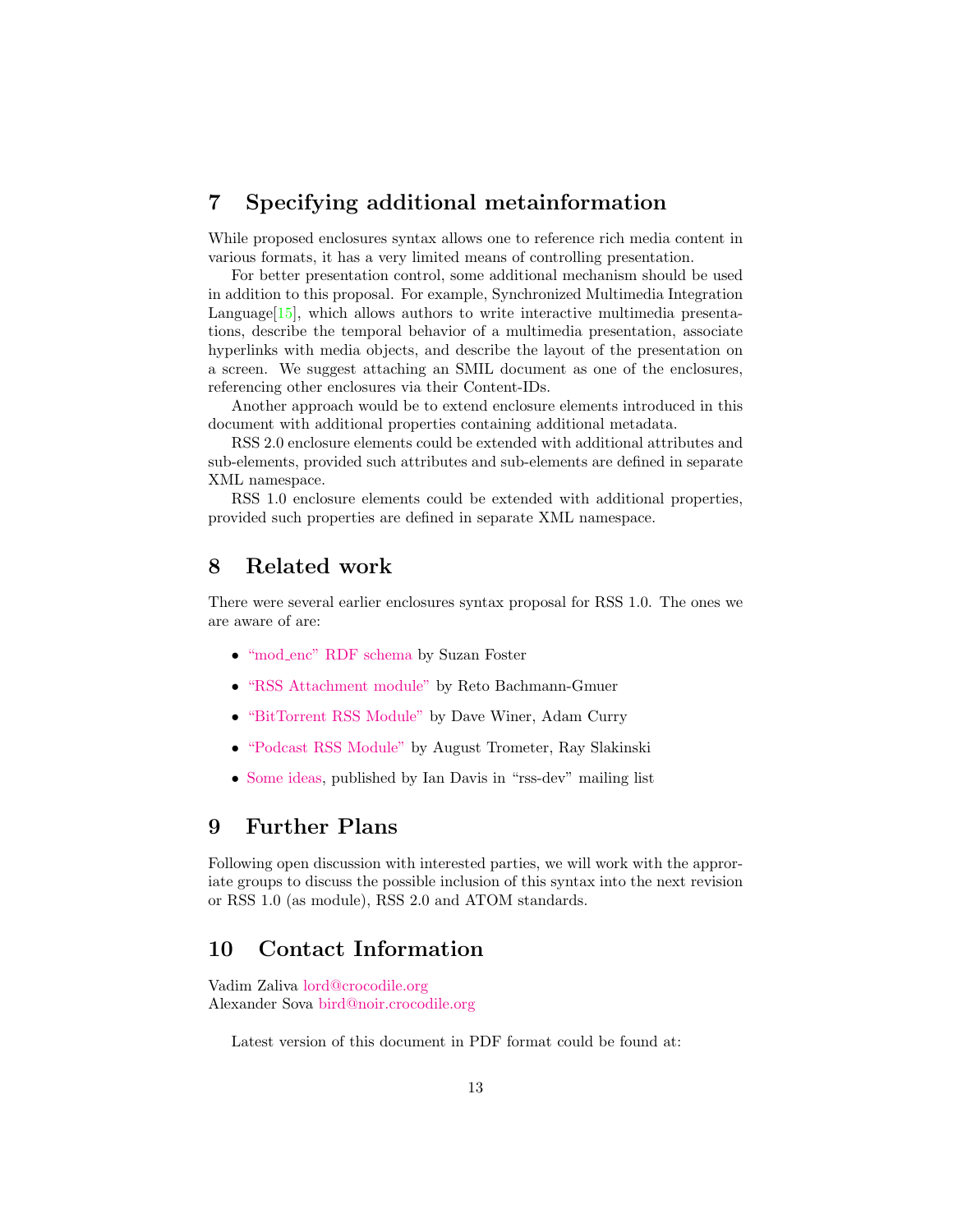## 7 Specifying additional metainformation

While proposed enclosures syntax allows one to reference rich media content in various formats, it has a very limited means of controlling presentation.

For better presentation control, some additional mechanism should be used in addition to this proposal. For example, Synchronized Multimedia Integration Language[15], which allows authors to write interactive multimedia presentations, describe the temporal behavior of a multimedia presentation, associate hyperlinks with media objects, and describe the layout of the presentation on a screen. We suggest attaching an SMIL document as one of the enclosures, referencing other enclosures via their Content-IDs.

Another approach would be to extend enclosure elements introduced in this document with additional properties containing additional metadata.

RSS 2.0 enclosure elements could be extended with additional attributes and sub-elements, provided such attributes and sub-elements are defined in separate XML namespace.

RSS 1.0 enclosure elements could be extended with additional properties, provided such properties are defined in separate XML namespace.

## 8 Related work

There were several earlier enclosures syntax proposal for RSS 1.0. The ones we are aware of are:

- "mod_enc" RDF schema by Suzan Foster
- "RSS Attachment module" by Reto Bachmann-Gmuer
- "BitTorrent RSS Module" by Dave Winer, Adam Curry
- "Podcast RSS Module" by August Trometer, Ray Slakinski
- Some ideas, published by Ian Davis in "rss-dev" mailing list

## 9 Further Plans

Following open discussion with interested parties, we will work with the approriate groups to discuss the possible inclusion of this syntax into the next revision or RSS 1.0 (as module), RSS 2.0 and ATOM standards.

## 10 Contact Information

Vadim Zaliva lord@crocodile.org
Alexander Sova bird@noir.crocodile.org

Latest version of this document in PDF format could be found at: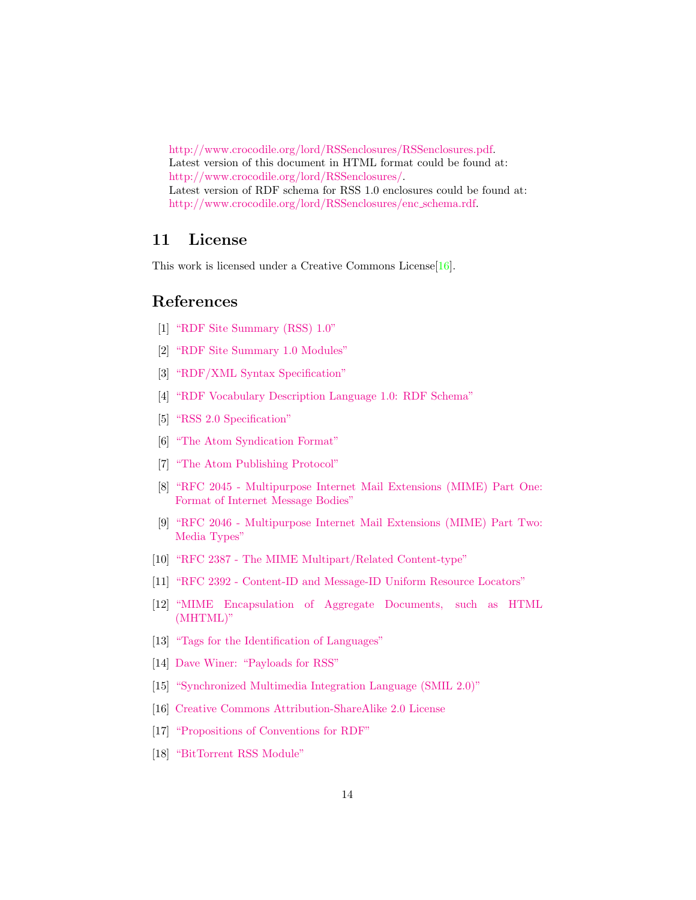http://www.crocodile.org/lord/RSSenclosures/RSSenclosures.pdf.
Latest version of this document in HTML format could be found at:
http://www.crocodile.org/lord/RSSenclosures/.
Latest version of RDF schema for RSS 1.0 enclosures could be found at:
http://www.crocodile.org/lord/RSSenclosures/enc_schema.rdf.

## 11 License

This work is licensed under a Creative Commons License[16].

## References

[1] "RDF Site Summary (RSS) 1.0"

[2] "RDF Site Summary 1.0 Modules"

[3] "RDF/XML Syntax Specification"

[4] "RDF Vocabulary Description Language 1.0: RDF Schema"

[5] "RSS 2.0 Specification"

[6] "The Atom Syndication Format"

[7] "The Atom Publishing Protocol"

[8] "RFC 2045 - Multipurpose Internet Mail Extensions (MIME) Part One: Format of Internet Message Bodies"

[9] "RFC 2046 - Multipurpose Internet Mail Extensions (MIME) Part Two: Media Types"

[10] "RFC 2387 - The MIME Multipart/Related Content-type"

[11] "RFC 2392 - Content-ID and Message-ID Uniform Resource Locators"

[12] "MIME Encapsulation of Aggregate Documents, such as HTML (MHTML)"

[13] "Tags for the Identification of Languages"

[14] Dave Winer: "Payloads for RSS"

[15] "Synchronized Multimedia Integration Language (SMIL 2.0)"

[16] Creative Commons Attribution-ShareAlike 2.0 License

[17] "Propositions of Conventions for RDF"

[18] "BitTorrent RSS Module"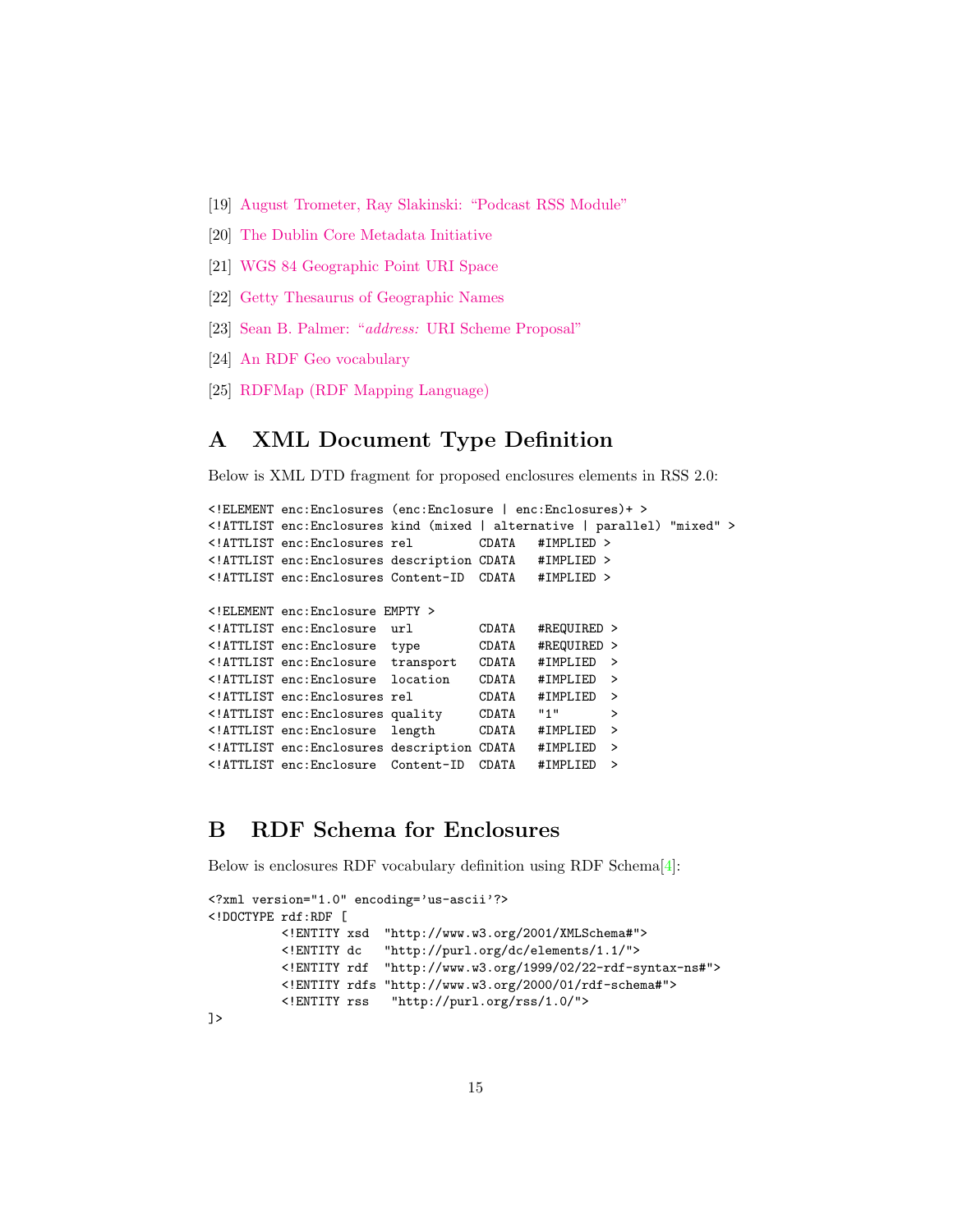[19] August Trometer, Ray Slakinski: "Podcast RSS Module"

[20] The Dublin Core Metadata Initiative

[21] WGS 84 Geographic Point URI Space

[22] Getty Thesaurus of Geographic Names

[23] Sean B. Palmer: "*address:* URI Scheme Proposal"

[24] An RDF Geo vocabulary

[25] RDFMap (RDF Mapping Language)

## A XML Document Type Definition

Below is XML DTD fragment for proposed enclosures elements in RSS 2.0:

```
<!ELEMENT enc:Enclosures (enc:Enclosure | enc:Enclosures)+ >
<!ATTLIST enc:Enclosures kind (mixed | alternative | parallel) "mixed" >
<!ATTLIST enc:Enclosures rel         CDATA   #IMPLIED >
<!ATTLIST enc:Enclosures description CDATA   #IMPLIED >
<!ATTLIST enc:Enclosures Content-ID  CDATA   #IMPLIED >

<!ELEMENT enc:Enclosure EMPTY >
<!ATTLIST enc:Enclosure  url         CDATA   #REQUIRED >
<!ATTLIST enc:Enclosure  type        CDATA   #REQUIRED >
<!ATTLIST enc:Enclosure  transport   CDATA   #IMPLIED  >
<!ATTLIST enc:Enclosure  location    CDATA   #IMPLIED  >
<!ATTLIST enc:Enclosures rel         CDATA   #IMPLIED  >
<!ATTLIST enc:Enclosures quality     CDATA   "1"       >
<!ATTLIST enc:Enclosure  length      CDATA   #IMPLIED  >
<!ATTLIST enc:Enclosures description CDATA   #IMPLIED  >
<!ATTLIST enc:Enclosure  Content-ID  CDATA   #IMPLIED  >
```

## B RDF Schema for Enclosures

Below is enclosures RDF vocabulary definition using RDF Schema[4]:

```
<?xml version="1.0" encoding='us-ascii'?>
<!DOCTYPE rdf:RDF [
          <!ENTITY xsd  "http://www.w3.org/2001/XMLSchema#">
          <!ENTITY dc   "http://purl.org/dc/elements/1.1/">
          <!ENTITY rdf  "http://www.w3.org/1999/02/22-rdf-syntax-ns#">
          <!ENTITY rdfs "http://www.w3.org/2000/01/rdf-schema#">
          <!ENTITY rss   "http://purl.org/rss/1.0/">
]>
```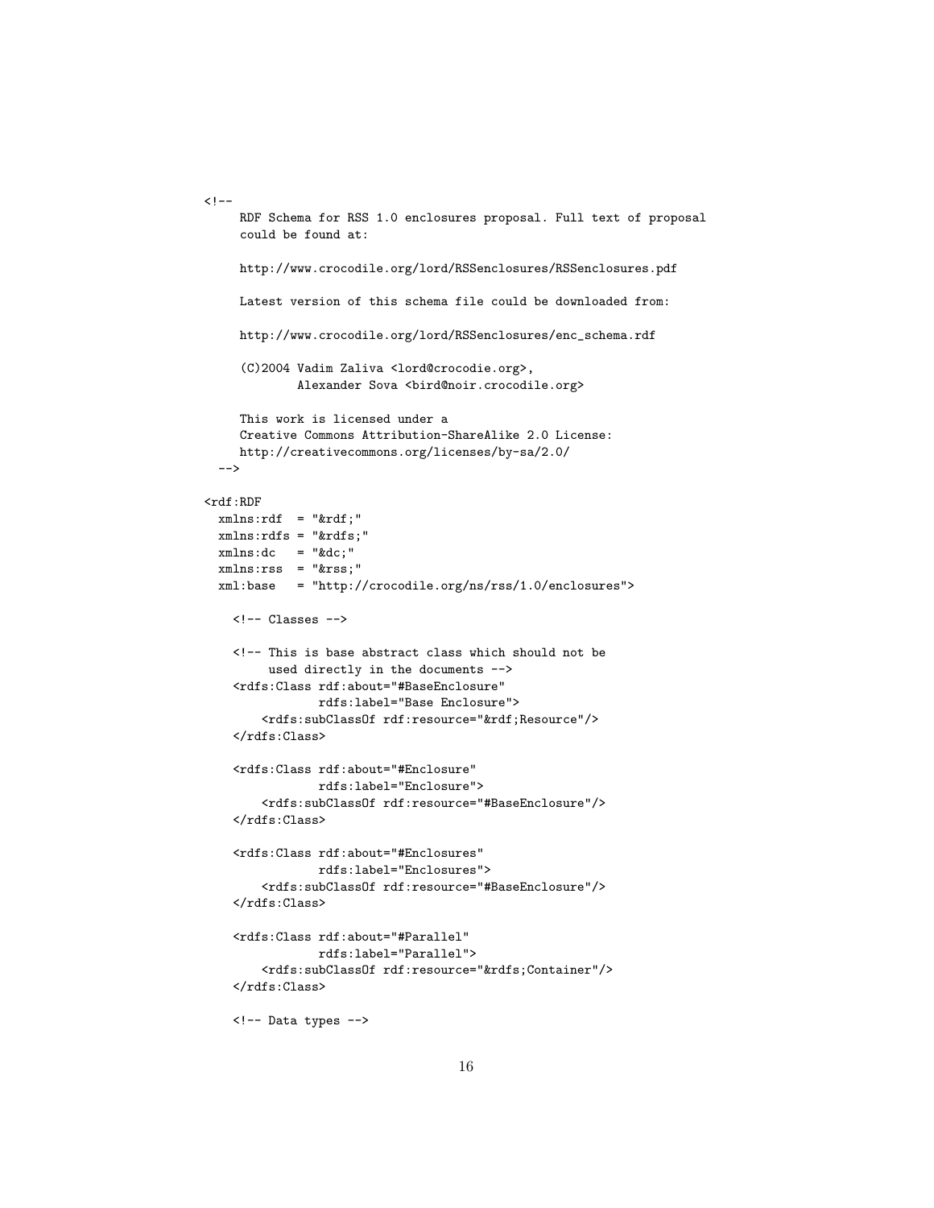```
<!--
     RDF Schema for RSS 1.0 enclosures proposal. Full text of proposal
     could be found at:

     http://www.crocodile.org/lord/RSSenclosures/RSSenclosures.pdf

     Latest version of this schema file could be downloaded from:

     http://www.crocodile.org/lord/RSSenclosures/enc_schema.rdf

     (C)2004 Vadim Zaliva <lord@crocodie.org>,
             Alexander Sova <bird@noir.crocodile.org>

     This work is licensed under a
     Creative Commons Attribution-ShareAlike 2.0 License:
     http://creativecommons.org/licenses/by-sa/2.0/
  -->

<rdf:RDF
  xmlns:rdf  = "&rdf;"
  xmlns:rdfs = "&rdfs;"
  xmlns:dc   = "&dc;"
  xmlns:rss  = "&rss;"
  xml:base   = "http://crocodile.org/ns/rss/1.0/enclosures">

    <!-- Classes -->

    <!-- This is base abstract class which should not be
         used directly in the documents -->
    <rdfs:Class rdf:about="#BaseEnclosure"
                rdfs:label="Base Enclosure">
        <rdfs:subClassOf rdf:resource="&rdf;Resource"/>
    </rdfs:Class>

    <rdfs:Class rdf:about="#Enclosure"
                rdfs:label="Enclosure">
        <rdfs:subClassOf rdf:resource="#BaseEnclosure"/>
    </rdfs:Class>

    <rdfs:Class rdf:about="#Enclosures"
                rdfs:label="Enclosures">
        <rdfs:subClassOf rdf:resource="#BaseEnclosure"/>
    </rdfs:Class>

    <rdfs:Class rdf:about="#Parallel"
                rdfs:label="Parallel">
        <rdfs:subClassOf rdf:resource="&rdfs;Container"/>
    </rdfs:Class>

    <!-- Data types -->
```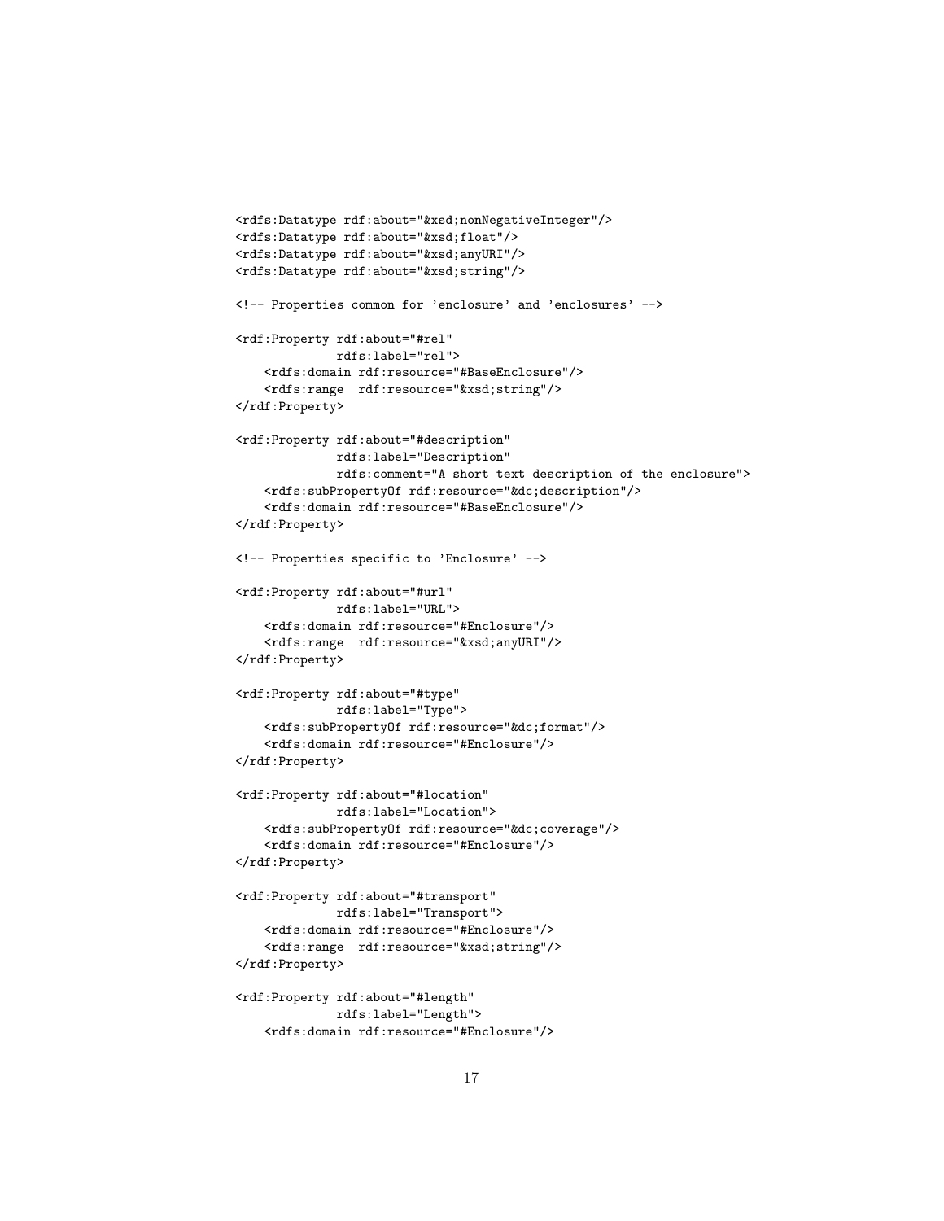```
<rdfs:Datatype rdf:about="&xsd;nonNegativeInteger"/>
<rdfs:Datatype rdf:about="&xsd;float"/>
<rdfs:Datatype rdf:about="&xsd;anyURI"/>
<rdfs:Datatype rdf:about="&xsd;string"/>

<!-- Properties common for 'enclosure' and 'enclosures' -->

<rdf:Property rdf:about="#rel"
              rdfs:label="rel">
    <rdfs:domain rdf:resource="#BaseEnclosure"/>
    <rdfs:range  rdf:resource="&xsd;string"/>
</rdf:Property>

<rdf:Property rdf:about="#description"
              rdfs:label="Description"
              rdfs:comment="A short text description of the enclosure">
    <rdfs:subPropertyOf rdf:resource="&dc;description"/>
    <rdfs:domain rdf:resource="#BaseEnclosure"/>
</rdf:Property>

<!-- Properties specific to 'Enclosure' -->

<rdf:Property rdf:about="#url"
              rdfs:label="URL">
    <rdfs:domain rdf:resource="#Enclosure"/>
    <rdfs:range  rdf:resource="&xsd;anyURI"/>
</rdf:Property>

<rdf:Property rdf:about="#type"
              rdfs:label="Type">
    <rdfs:subPropertyOf rdf:resource="&dc;format"/>
    <rdfs:domain rdf:resource="#Enclosure"/>
</rdf:Property>

<rdf:Property rdf:about="#location"
              rdfs:label="Location">
    <rdfs:subPropertyOf rdf:resource="&dc;coverage"/>
    <rdfs:domain rdf:resource="#Enclosure"/>
</rdf:Property>

<rdf:Property rdf:about="#transport"
              rdfs:label="Transport">
    <rdfs:domain rdf:resource="#Enclosure"/>
    <rdfs:range  rdf:resource="&xsd;string"/>
</rdf:Property>

<rdf:Property rdf:about="#length"
              rdfs:label="Length">
    <rdfs:domain rdf:resource="#Enclosure"/>
```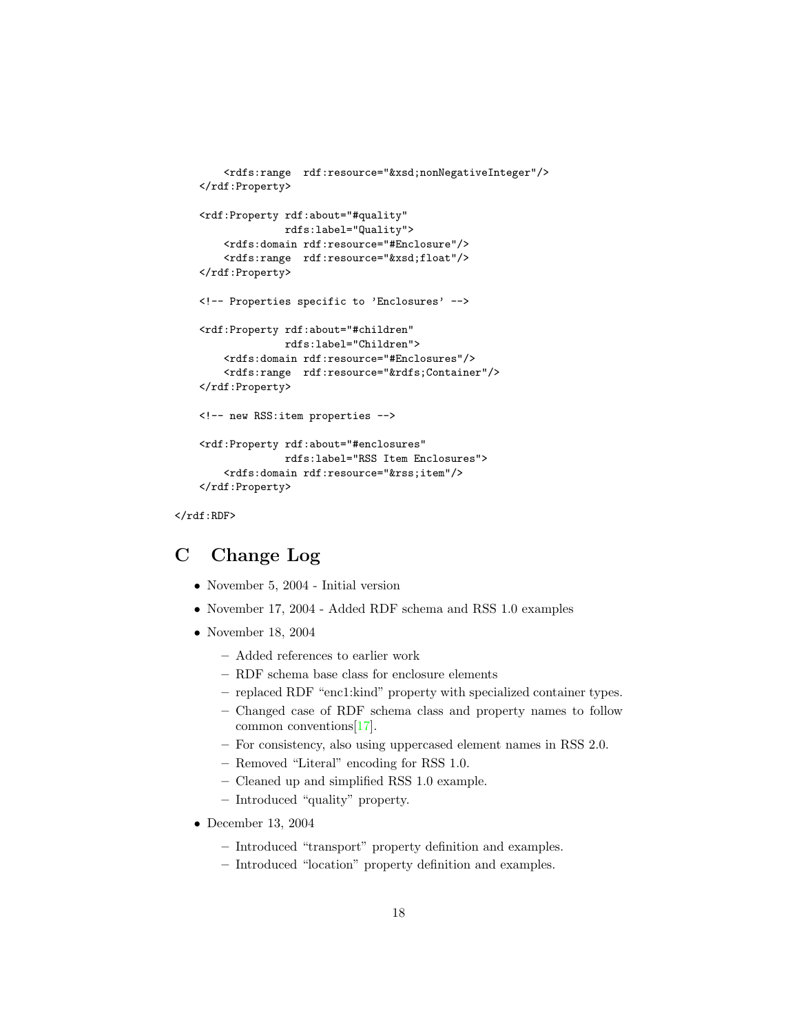```
        <rdfs:range  rdf:resource="&xsd;nonNegativeInteger"/>
    </rdf:Property>

    <rdf:Property rdf:about="#quality"
                  rdfs:label="Quality">
        <rdfs:domain rdf:resource="#Enclosure"/>
        <rdfs:range  rdf:resource="&xsd;float"/>
    </rdf:Property>

    <!-- Properties specific to 'Enclosures' -->

    <rdf:Property rdf:about="#children"
                  rdfs:label="Children">
        <rdfs:domain rdf:resource="#Enclosures"/>
        <rdfs:range  rdf:resource="&rdfs;Container"/>
    </rdf:Property>

    <!-- new RSS:item properties -->

    <rdf:Property rdf:about="#enclosures"
                  rdfs:label="RSS Item Enclosures">
        <rdfs:domain rdf:resource="&rss;item"/>
    </rdf:Property>

</rdf:RDF>
```

# C Change Log

- November 5, 2004 - Initial version
- November 17, 2004 - Added RDF schema and RSS 1.0 examples
- November 18, 2004
  - Added references to earlier work
  - RDF schema base class for enclosure elements
  - replaced RDF "enc1:kind" property with specialized container types.
  - Changed case of RDF schema class and property names to follow common conventions[17].
  - For consistency, also using uppercased element names in RSS 2.0.
  - Removed "Literal" encoding for RSS 1.0.
  - Cleaned up and simplified RSS 1.0 example.
  - Introduced "quality" property.
- December 13, 2004
  - Introduced "transport" property definition and examples.
  - Introduced "location" property definition and examples.